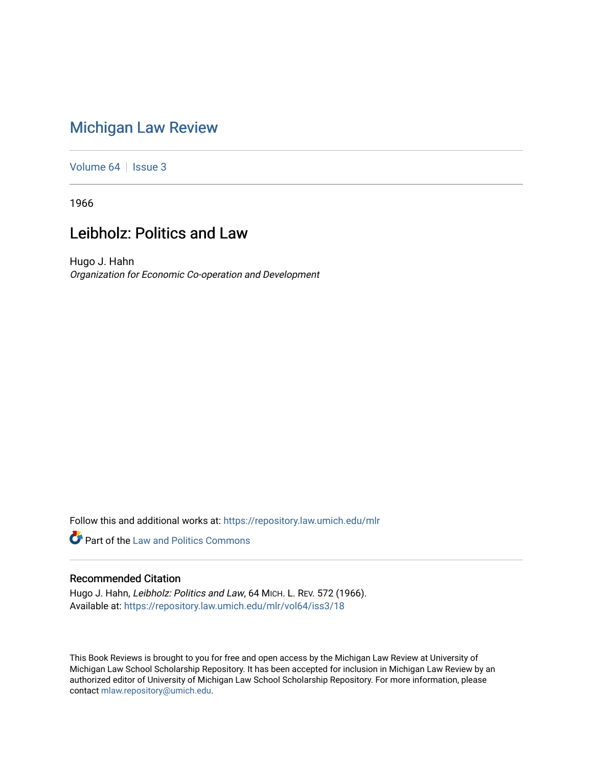# Michigan Law Review

Volume 64 | Issue 3

1966

## Leibholz: Politics and Law

Hugo J. Hahn
*Organization for Economic Co-operation and Development*

Follow this and additional works at: https://repository.law.umich.edu/mlr

Part of the Law and Politics Commons

### Recommended Citation

Hugo J. Hahn, *Leibholz: Politics and Law*, 64 MICH. L. REV. 572 (1966).
Available at: https://repository.law.umich.edu/mlr/vol64/iss3/18

This Book Reviews is brought to you for free and open access by the Michigan Law Review at University of Michigan Law School Scholarship Repository. It has been accepted for inclusion in Michigan Law Review by an authorized editor of University of Michigan Law School Scholarship Repository. For more information, please contact mlaw.repository@umich.edu.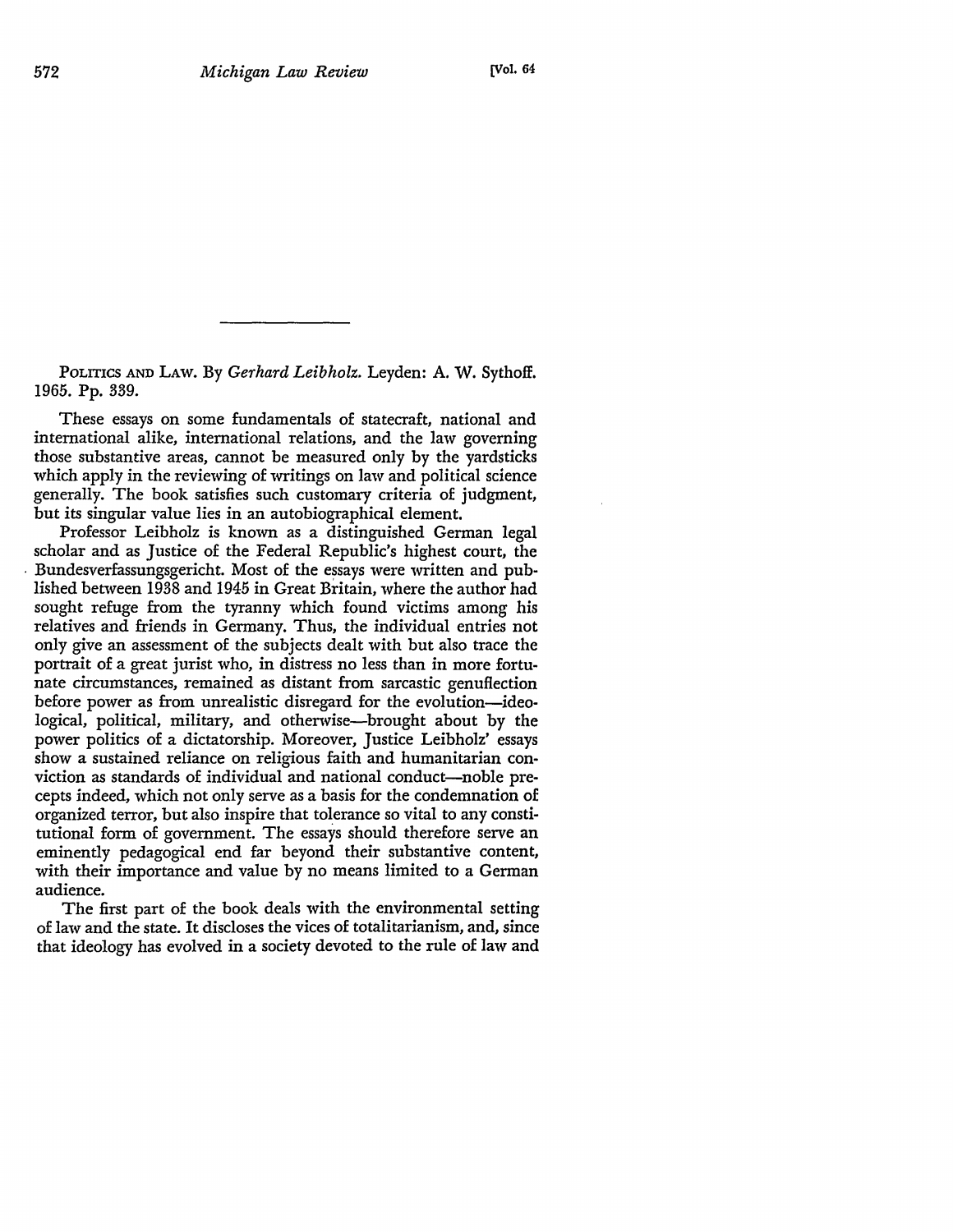Politics and Law. By *Gerhard Leibholz.* Leyden: A. W. Sythoff. 1965. Pp. 339.

These essays on some fundamentals of statecraft, national and international alike, international relations, and the law governing those substantive areas, cannot be measured only by the yardsticks which apply in the reviewing of writings on law and political science generally. The book satisfies such customary criteria of judgment, but its singular value lies in an autobiographical element.

Professor Leibholz is known as a distinguished German legal scholar and as Justice of the Federal Republic's highest court, the Bundesverfassungsgericht. Most of the essays were written and published between 1938 and 1945 in Great Britain, where the author had sought refuge from the tyranny which found victims among his relatives and friends in Germany. Thus, the individual entries not only give an assessment of the subjects dealt with but also trace the portrait of a great jurist who, in distress no less than in more fortunate circumstances, remained as distant from sarcastic genuflection before power as from unrealistic disregard for the evolution—ideological, political, military, and otherwise—brought about by the power politics of a dictatorship. Moreover, Justice Leibholz' essays show a sustained reliance on religious faith and humanitarian conviction as standards of individual and national conduct—noble precepts indeed, which not only serve as a basis for the condemnation of organized terror, but also inspire that tolerance so vital to any constitutional form of government. The essays should therefore serve an eminently pedagogical end far beyond their substantive content, with their importance and value by no means limited to a German audience.

The first part of the book deals with the environmental setting of law and the state. It discloses the vices of totalitarianism, and, since that ideology has evolved in a society devoted to the rule of law and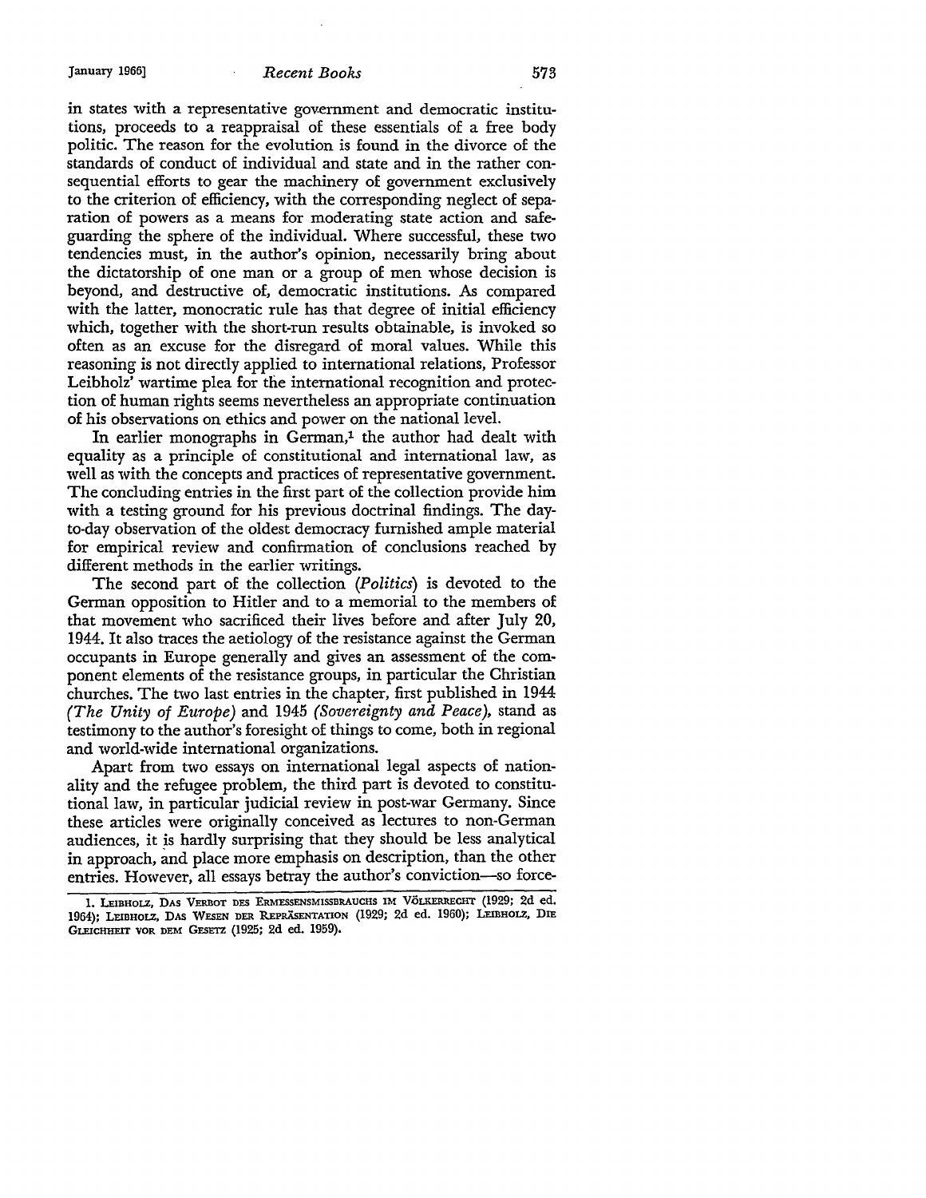in states with a representative government and democratic institutions, proceeds to a reappraisal of these essentials of a free body politic. The reason for the evolution is found in the divorce of the standards of conduct of individual and state and in the rather consequential efforts to gear the machinery of government exclusively to the criterion of efficiency, with the corresponding neglect of separation of powers as a means for moderating state action and safeguarding the sphere of the individual. Where successful, these two tendencies must, in the author's opinion, necessarily bring about the dictatorship of one man or a group of men whose decision is beyond, and destructive of, democratic institutions. As compared with the latter, monocratic rule has that degree of initial efficiency which, together with the short-run results obtainable, is invoked so often as an excuse for the disregard of moral values. While this reasoning is not directly applied to international relations, Professor Leibholz' wartime plea for the international recognition and protection of human rights seems nevertheless an appropriate continuation of his observations on ethics and power on the national level.

In earlier monographs in German,[1] the author had dealt with equality as a principle of constitutional and international law, as well as with the concepts and practices of representative government. The concluding entries in the first part of the collection provide him with a testing ground for his previous doctrinal findings. The day-to-day observation of the oldest democracy furnished ample material for empirical review and confirmation of conclusions reached by different methods in the earlier writings.

The second part of the collection (*Politics*) is devoted to the German opposition to Hitler and to a memorial to the members of that movement who sacrificed their lives before and after July 20, 1944. It also traces the aetiology of the resistance against the German occupants in Europe generally and gives an assessment of the component elements of the resistance groups, in particular the Christian churches. The two last entries in the chapter, first published in 1944 (*The Unity of Europe*) and 1945 (*Sovereignty and Peace*), stand as testimony to the author's foresight of things to come, both in regional and world-wide international organizations.

Apart from two essays on international legal aspects of nationality and the refugee problem, the third part is devoted to constitutional law, in particular judicial review in post-war Germany. Since these articles were originally conceived as lectures to non-German audiences, it is hardly surprising that they should be less analytical in approach, and place more emphasis on description, than the other entries. However, all essays betray the author's conviction—so force-

1. Leibholz, Das Verbot des Ermessensmissbrauchs im Völkerrecht (1929; 2d ed. 1964); Leibholz, Das Wesen der Repräsentation (1929; 2d ed. 1960); Leibholz, Die Gleichheit vor dem Gesetz (1925; 2d ed. 1959).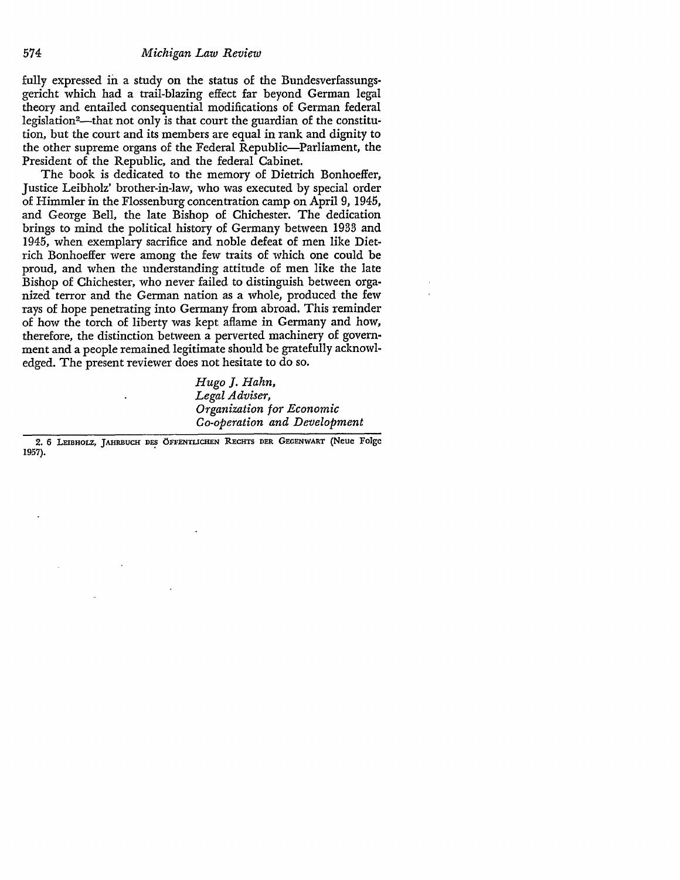fully expressed in a study on the status of the Bundesverfassungsgericht which had a trail-blazing effect far beyond German legal theory and entailed consequential modifications of German federal legislation[2]—that not only is that court the guardian of the constitution, but the court and its members are equal in rank and dignity to the other supreme organs of the Federal Republic—Parliament, the President of the Republic, and the federal Cabinet.

The book is dedicated to the memory of Dietrich Bonhoeffer, Justice Leibholz' brother-in-law, who was executed by special order of Himmler in the Flossenburg concentration camp on April 9, 1945, and George Bell, the late Bishop of Chichester. The dedication brings to mind the political history of Germany between 1933 and 1945, when exemplary sacrifice and noble defeat of men like Dietrich Bonhoeffer were among the few traits of which one could be proud, and when the understanding attitude of men like the late Bishop of Chichester, who never failed to distinguish between organized terror and the German nation as a whole, produced the few rays of hope penetrating into Germany from abroad. This reminder of how the torch of liberty was kept aflame in Germany and how, therefore, the distinction between a perverted machinery of government and a people remained legitimate should be gratefully acknowledged. The present reviewer does not hesitate to do so.

*Hugo J. Hahn,*
*Legal Adviser,*
*Organization for Economic Co-operation and Development*

---

2. 6 LEIBHOLZ, JAHRBUCH DES ÖFFENTLICHEN RECHTS DER GEGENWART (Neue Folge 1957).